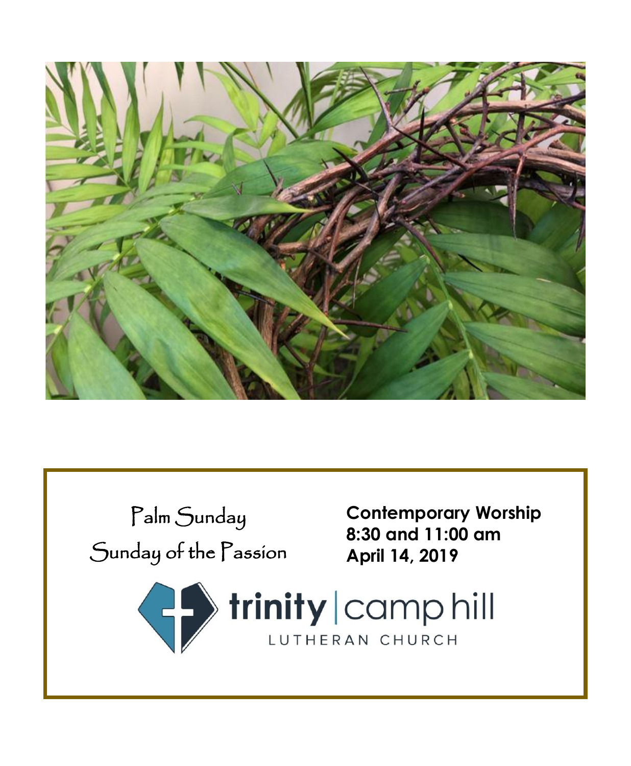Palm Sunday

Sunday of the Passion

**Contemporary Worship**
**8:30 and 11:00 am**
**April 14, 2019**

trinity | camp hill

LUTHERAN CHURCH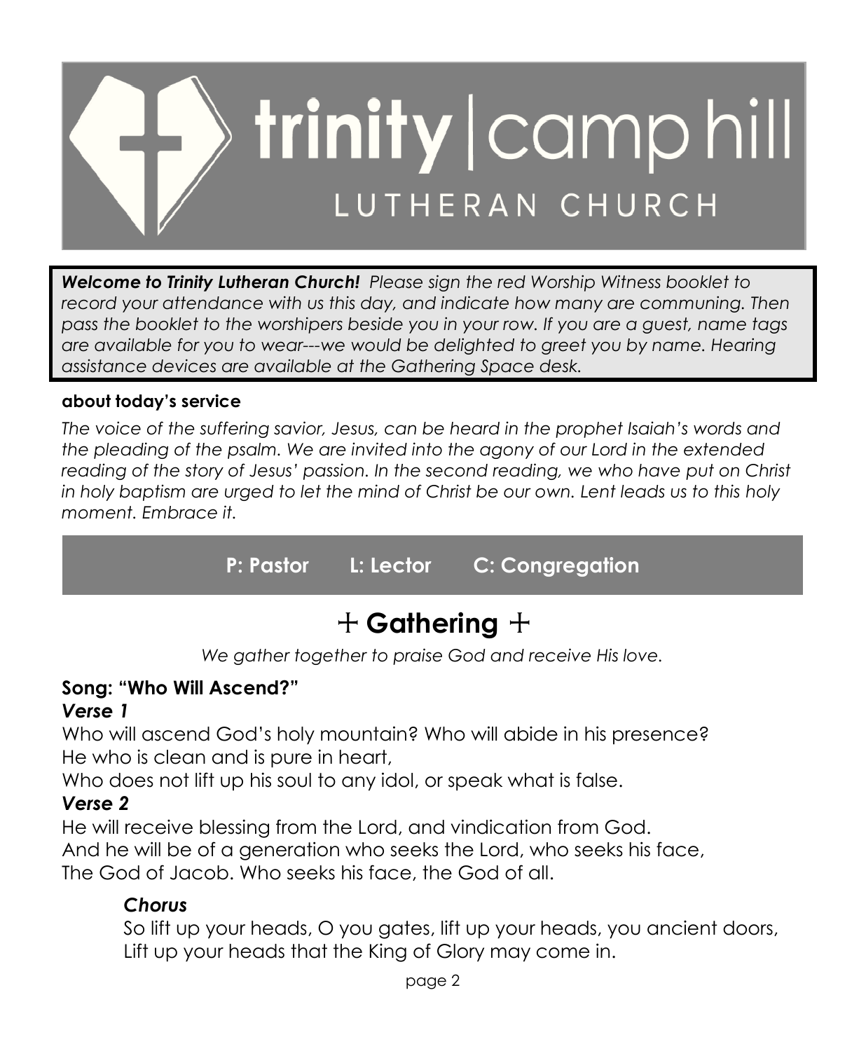# trinity | camp hill LUTHERAN CHURCH

***Welcome to Trinity Lutheran Church!*** *Please sign the red Worship Witness booklet to record your attendance with us this day, and indicate how many are communing. Then pass the booklet to the worshipers beside you in your row. If you are a guest, name tags are available for you to wear---we would be delighted to greet you by name. Hearing assistance devices are available at the Gathering Space desk.*

**about today's service**

*The voice of the suffering savior, Jesus, can be heard in the prophet Isaiah's words and the pleading of the psalm. We are invited into the agony of our Lord in the extended reading of the story of Jesus' passion. In the second reading, we who have put on Christ in holy baptism are urged to let the mind of Christ be our own. Lent leads us to this holy moment. Embrace it.*

**P: Pastor L: Lector C: Congregation**

## + Gathering +

*We gather together to praise God and receive His love.*

**Song: "Who Will Ascend?"**

***Verse 1***

Who will ascend God's holy mountain? Who will abide in his presence?
He who is clean and is pure in heart,
Who does not lift up his soul to any idol, or speak what is false.

***Verse 2***

He will receive blessing from the Lord, and vindication from God.
And he will be of a generation who seeks the Lord, who seeks his face,
The God of Jacob. Who seeks his face, the God of all.

***Chorus***

So lift up your heads, O you gates, lift up your heads, you ancient doors,
Lift up your heads that the King of Glory may come in.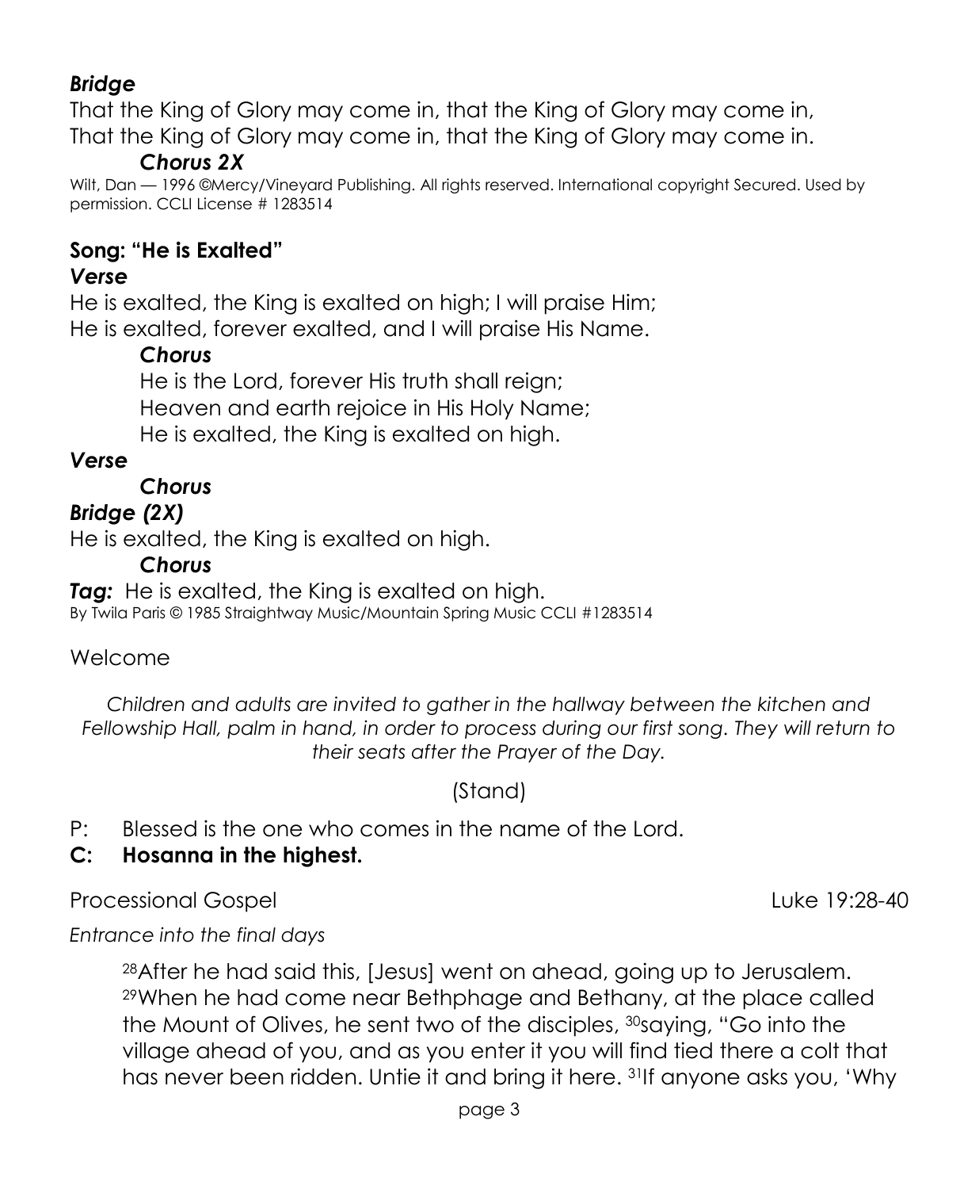***Bridge***

That the King of Glory may come in, that the King of Glory may come in,
That the King of Glory may come in, that the King of Glory may come in.

***Chorus 2X***

Wilt, Dan — 1996 ©Mercy/Vineyard Publishing. All rights reserved. International copyright Secured. Used by permission. CCLI License # 1283514

**Song: "He is Exalted"**

***Verse***

He is exalted, the King is exalted on high; I will praise Him;
He is exalted, forever exalted, and I will praise His Name.

***Chorus***

He is the Lord, forever His truth shall reign;
Heaven and earth rejoice in His Holy Name;
He is exalted, the King is exalted on high.

***Verse***

***Chorus***

***Bridge (2X)***

He is exalted, the King is exalted on high.

***Chorus***

***Tag:*** He is exalted, the King is exalted on high.

By Twila Paris © 1985 Straightway Music/Mountain Spring Music CCLI #1283514

Welcome

*Children and adults are invited to gather in the hallway between the kitchen and Fellowship Hall, palm in hand, in order to process during our first song. They will return to their seats after the Prayer of the Day.*

(Stand)

P: Blessed is the one who comes in the name of the Lord.

**C: Hosanna in the highest.**

Processional Gospel Luke 19:28-40

*Entrance into the final days*

[28]After he had said this, [Jesus] went on ahead, going up to Jerusalem. [29]When he had come near Bethphage and Bethany, at the place called the Mount of Olives, he sent two of the disciples, [30]saying, "Go into the village ahead of you, and as you enter it you will find tied there a colt that has never been ridden. Untie it and bring it here. [31]If anyone asks you, 'Why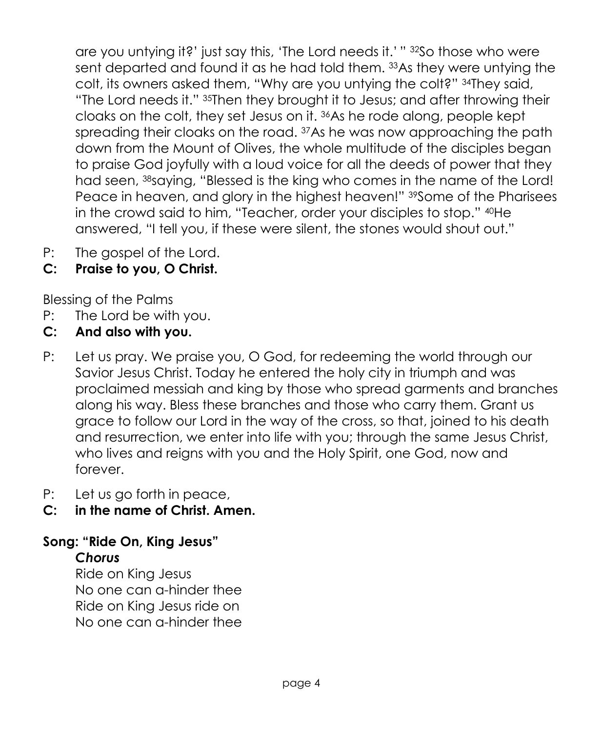are you untying it?' just say this, 'The Lord needs it.' " [32]So those who were sent departed and found it as he had told them. [33]As they were untying the colt, its owners asked them, "Why are you untying the colt?" [34]They said, "The Lord needs it." [35]Then they brought it to Jesus; and after throwing their cloaks on the colt, they set Jesus on it. [36]As he rode along, people kept spreading their cloaks on the road. [37]As he was now approaching the path down from the Mount of Olives, the whole multitude of the disciples began to praise God joyfully with a loud voice for all the deeds of power that they had seen, [38]saying, "Blessed is the king who comes in the name of the Lord! Peace in heaven, and glory in the highest heaven!" [39]Some of the Pharisees in the crowd said to him, "Teacher, order your disciples to stop." [40]He answered, "I tell you, if these were silent, the stones would shout out."

P: The gospel of the Lord.
**C: Praise to you, O Christ.**

Blessing of the Palms

P: The Lord be with you.
**C: And also with you.**

P: Let us pray. We praise you, O God, for redeeming the world through our Savior Jesus Christ. Today he entered the holy city in triumph and was proclaimed messiah and king by those who spread garments and branches along his way. Bless these branches and those who carry them. Grant us grace to follow our Lord in the way of the cross, so that, joined to his death and resurrection, we enter into life with you; through the same Jesus Christ, who lives and reigns with you and the Holy Spirit, one God, now and forever.

P: Let us go forth in peace,
**C: in the name of Christ. Amen.**

**Song: "Ride On, King Jesus"**

***Chorus***

Ride on King Jesus
No one can a-hinder thee
Ride on King Jesus ride on
No one can a-hinder thee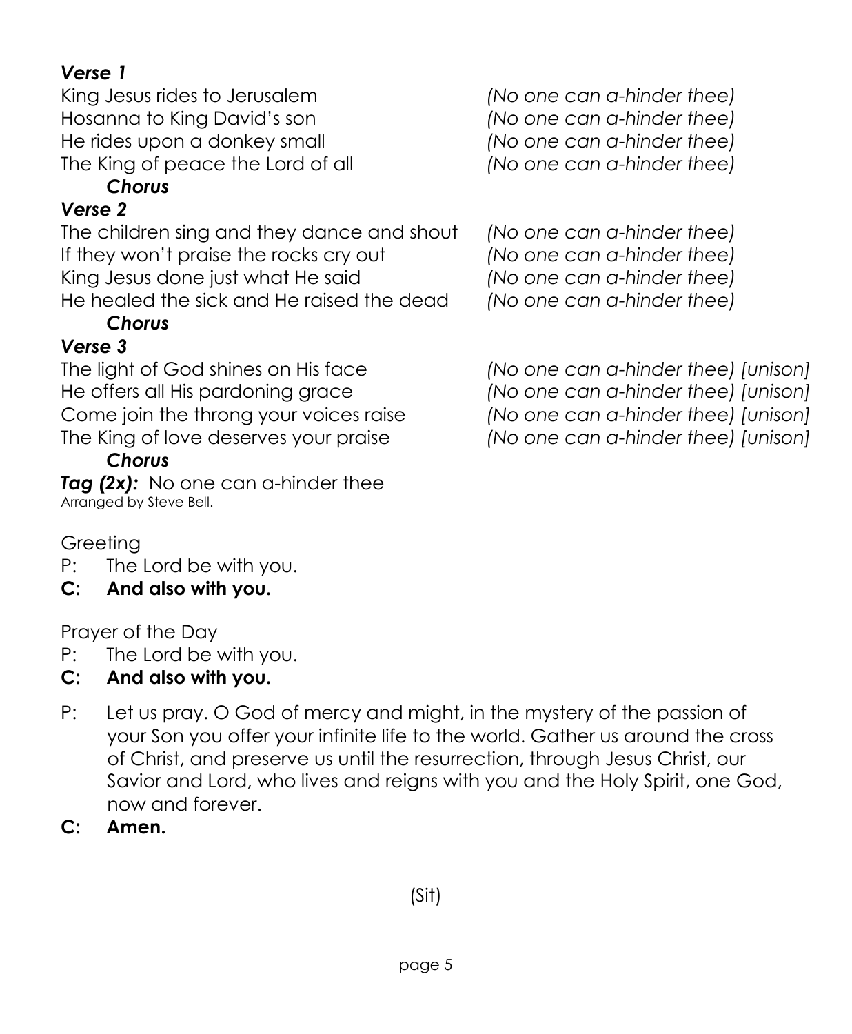***Verse 1***

King Jesus rides to Jerusalem *(No one can a-hinder thee)*
Hosanna to King David's son *(No one can a-hinder thee)*
He rides upon a donkey small *(No one can a-hinder thee)*
The King of peace the Lord of all *(No one can a-hinder thee)*

***Chorus***

***Verse 2***

The children sing and they dance and shout *(No one can a-hinder thee)*
If they won't praise the rocks cry out *(No one can a-hinder thee)*
King Jesus done just what He said *(No one can a-hinder thee)*
He healed the sick and He raised the dead *(No one can a-hinder thee)*

***Chorus***

***Verse 3***

The light of God shines on His face *(No one can a-hinder thee) [unison]*
He offers all His pardoning grace *(No one can a-hinder thee) [unison]*
Come join the throng your voices raise *(No one can a-hinder thee) [unison]*
The King of love deserves your praise *(No one can a-hinder thee) [unison]*

***Chorus***

***Tag (2x):*** No one can a-hinder thee

Arranged by Steve Bell.

Greeting

P: The Lord be with you.

**C: And also with you.**

Prayer of the Day

P: The Lord be with you.

**C: And also with you.**

P: Let us pray. O God of mercy and might, in the mystery of the passion of your Son you offer your infinite life to the world. Gather us around the cross of Christ, and preserve us until the resurrection, through Jesus Christ, our Savior and Lord, who lives and reigns with you and the Holy Spirit, one God, now and forever.

**C: Amen.**

(Sit)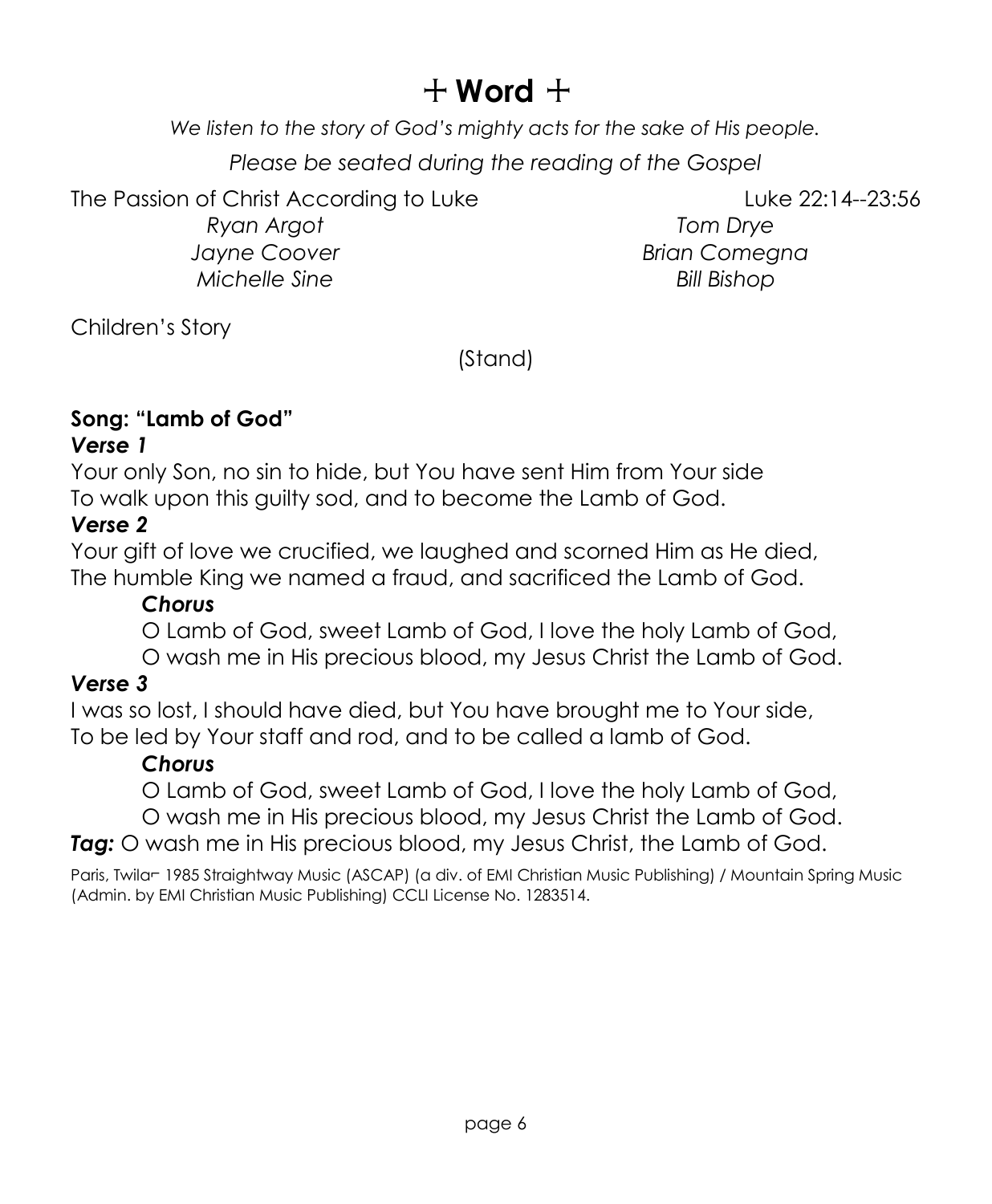# ☩ Word ☩

*We listen to the story of God's mighty acts for the sake of His people.*

*Please be seated during the reading of the Gospel*

The Passion of Christ According to Luke — Luke 22:14--23:56

*Ryan Argot* — *Tom Drye*
*Jayne Coover* — *Brian Comegna*
*Michelle Sine* — *Bill Bishop*

Children's Story

(Stand)

**Song: "Lamb of God"**

***Verse 1***

Your only Son, no sin to hide, but You have sent Him from Your side
To walk upon this guilty sod, and to become the Lamb of God.

***Verse 2***

Your gift of love we crucified, we laughed and scorned Him as He died,
The humble King we named a fraud, and sacrificed the Lamb of God.

> ***Chorus***
>
> O Lamb of God, sweet Lamb of God, I love the holy Lamb of God,
> O wash me in His precious blood, my Jesus Christ the Lamb of God.

***Verse 3***

I was so lost, I should have died, but You have brought me to Your side,
To be led by Your staff and rod, and to be called a lamb of God.

> ***Chorus***
>
> O Lamb of God, sweet Lamb of God, I love the holy Lamb of God,
> O wash me in His precious blood, my Jesus Christ the Lamb of God.

***Tag:*** O wash me in His precious blood, my Jesus Christ, the Lamb of God.

Paris, Twila¬ 1985 Straightway Music (ASCAP) (a div. of EMI Christian Music Publishing) / Mountain Spring Music (Admin. by EMI Christian Music Publishing) CCLI License No. 1283514.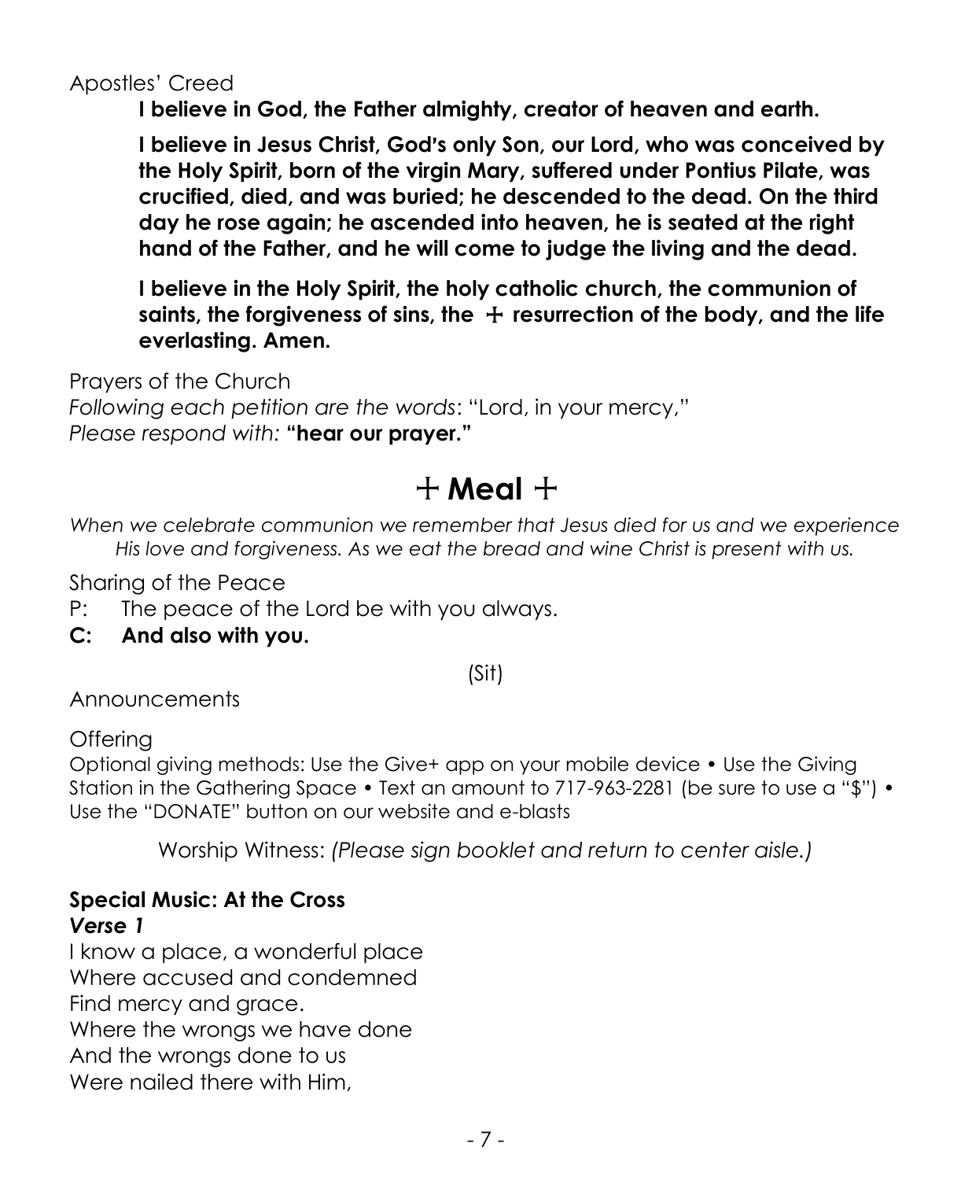Apostles' Creed

**I believe in God, the Father almighty, creator of heaven and earth.**

**I believe in Jesus Christ, God's only Son, our Lord, who was conceived by the Holy Spirit, born of the virgin Mary, suffered under Pontius Pilate, was crucified, died, and was buried; he descended to the dead. On the third day he rose again; he ascended into heaven, he is seated at the right hand of the Father, and he will come to judge the living and the dead.**

**I believe in the Holy Spirit, the holy catholic church, the communion of saints, the forgiveness of sins, the ☩ resurrection of the body, and the life everlasting. Amen.**

Prayers of the Church

*Following each petition are the words*: "Lord, in your mercy,"
*Please respond with:* **"hear our prayer."**

# ☩ Meal ☩

*When we celebrate communion we remember that Jesus died for us and we experience His love and forgiveness. As we eat the bread and wine Christ is present with us.*

Sharing of the Peace

P: The peace of the Lord be with you always.

**C: And also with you.**

(Sit)

Announcements

Offering

Optional giving methods: Use the Give+ app on your mobile device • Use the Giving Station in the Gathering Space • Text an amount to 717-963-2281 (be sure to use a "$") • Use the "DONATE" button on our website and e-blasts

Worship Witness: *(Please sign booklet and return to center aisle.)*

**Special Music: At the Cross**

***Verse 1***

I know a place, a wonderful place
Where accused and condemned
Find mercy and grace.
Where the wrongs we have done
And the wrongs done to us
Were nailed there with Him,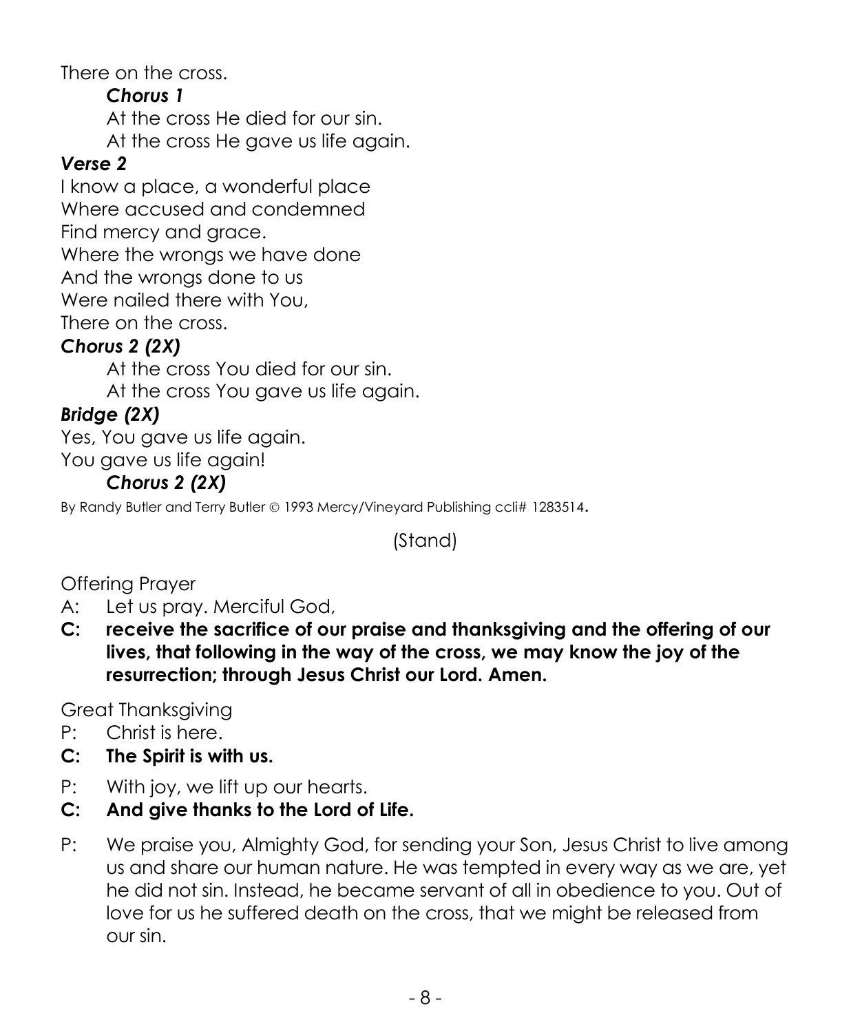There on the cross.

*Chorus 1*

At the cross He died for our sin.
At the cross He gave us life again.

***Verse 2***

I know a place, a wonderful place
Where accused and condemned
Find mercy and grace.
Where the wrongs we have done
And the wrongs done to us
Were nailed there with You,
There on the cross.

***Chorus 2 (2X)***

At the cross You died for our sin.
At the cross You gave us life again.

***Bridge (2X)***

Yes, You gave us life again.
You gave us life again!

***Chorus 2 (2X)***

By Randy Butler and Terry Butler © 1993 Mercy/Vineyard Publishing ccli# 1283514.

(Stand)

Offering Prayer

A: Let us pray. Merciful God,

**C: receive the sacrifice of our praise and thanksgiving and the offering of our lives, that following in the way of the cross, we may know the joy of the resurrection; through Jesus Christ our Lord. Amen.**

Great Thanksgiving

P: Christ is here.

**C: The Spirit is with us.**

P: With joy, we lift up our hearts.

**C: And give thanks to the Lord of Life.**

P: We praise you, Almighty God, for sending your Son, Jesus Christ to live among us and share our human nature. He was tempted in every way as we are, yet he did not sin. Instead, he became servant of all in obedience to you. Out of love for us he suffered death on the cross, that we might be released from our sin.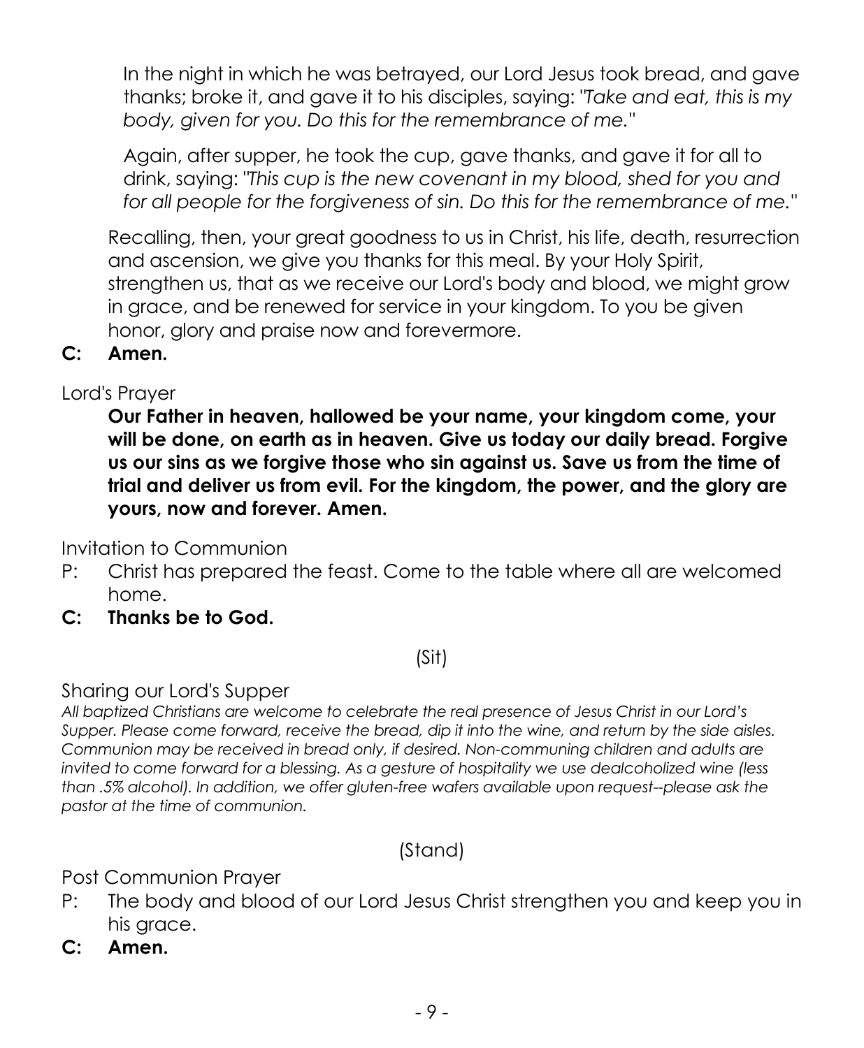In the night in which he was betrayed, our Lord Jesus took bread, and gave thanks; broke it, and gave it to his disciples, saying: "*Take and eat, this is my body, given for you. Do this for the remembrance of me.*"

Again, after supper, he took the cup, gave thanks, and gave it for all to drink, saying: "*This cup is the new covenant in my blood, shed for you and for all people for the forgiveness of sin. Do this for the remembrance of me.*"

Recalling, then, your great goodness to us in Christ, his life, death, resurrection and ascension, we give you thanks for this meal. By your Holy Spirit, strengthen us, that as we receive our Lord's body and blood, we might grow in grace, and be renewed for service in your kingdom. To you be given honor, glory and praise now and forevermore.

**C: Amen.**

Lord's Prayer

**Our Father in heaven, hallowed be your name, your kingdom come, your will be done, on earth as in heaven. Give us today our daily bread. Forgive us our sins as we forgive those who sin against us. Save us from the time of trial and deliver us from evil. For the kingdom, the power, and the glory are yours, now and forever. Amen.**

Invitation to Communion

P: Christ has prepared the feast. Come to the table where all are welcomed home.

**C: Thanks be to God.**

(Sit)

Sharing our Lord's Supper

*All baptized Christians are welcome to celebrate the real presence of Jesus Christ in our Lord's Supper. Please come forward, receive the bread, dip it into the wine, and return by the side aisles. Communion may be received in bread only, if desired. Non-communing children and adults are invited to come forward for a blessing. As a gesture of hospitality we use dealcoholized wine (less than .5% alcohol). In addition, we offer gluten-free wafers available upon request--please ask the pastor at the time of communion.*

(Stand)

Post Communion Prayer

P: The body and blood of our Lord Jesus Christ strengthen you and keep you in his grace.

**C: Amen.**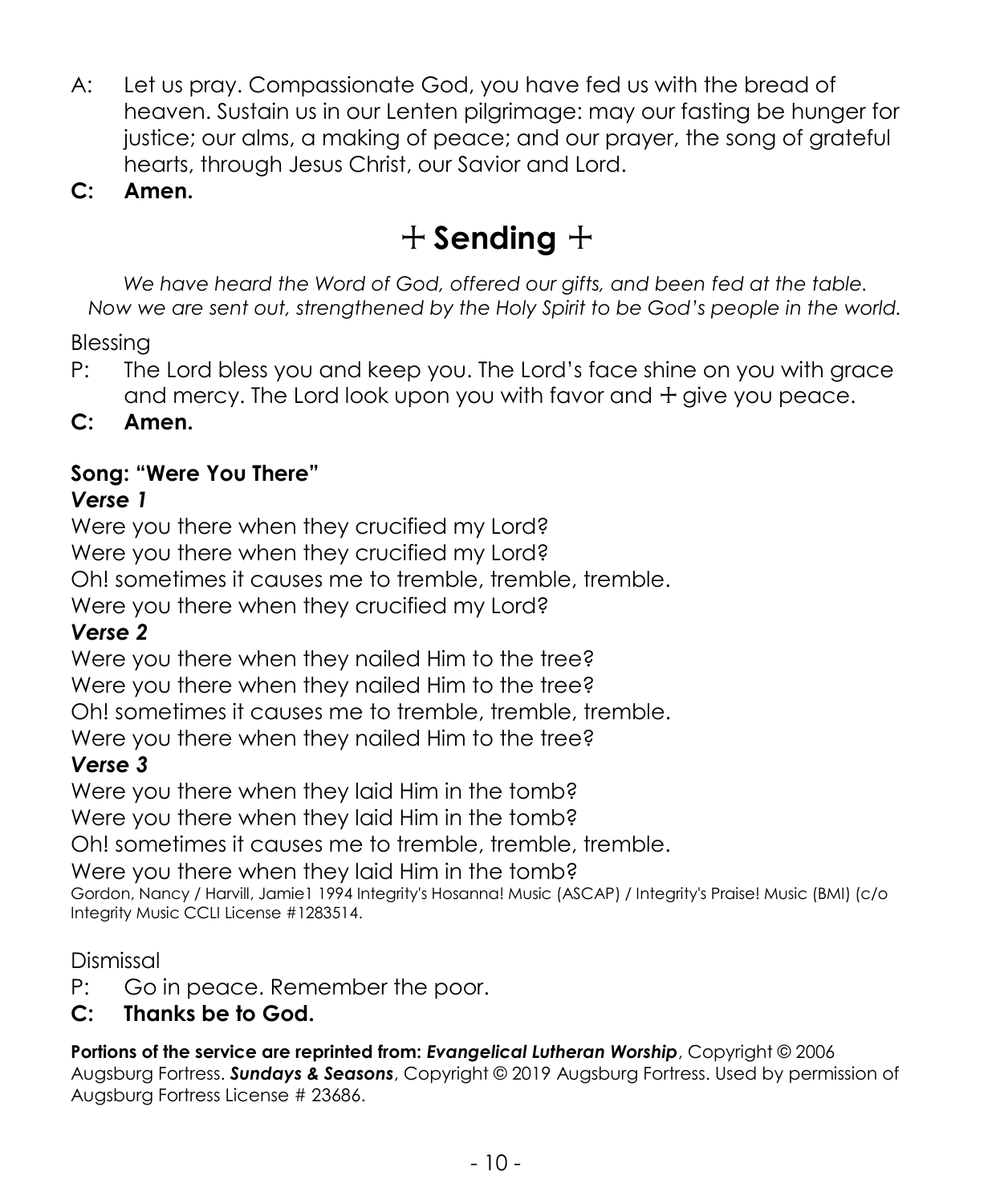A: Let us pray. Compassionate God, you have fed us with the bread of heaven. Sustain us in our Lenten pilgrimage: may our fasting be hunger for justice; our alms, a making of peace; and our prayer, the song of grateful hearts, through Jesus Christ, our Savior and Lord.

**C: Amen.**

# + Sending +

*We have heard the Word of God, offered our gifts, and been fed at the table. Now we are sent out, strengthened by the Holy Spirit to be God's people in the world.*

Blessing

P: The Lord bless you and keep you. The Lord's face shine on you with grace and mercy. The Lord look upon you with favor and + give you peace.

**C: Amen.**

**Song: "Were You There"**

***Verse 1***

Were you there when they crucified my Lord?
Were you there when they crucified my Lord?
Oh! sometimes it causes me to tremble, tremble, tremble.
Were you there when they crucified my Lord?

***Verse 2***

Were you there when they nailed Him to the tree?
Were you there when they nailed Him to the tree?
Oh! sometimes it causes me to tremble, tremble, tremble.
Were you there when they nailed Him to the tree?

***Verse 3***

Were you there when they laid Him in the tomb?
Were you there when they laid Him in the tomb?
Oh! sometimes it causes me to tremble, tremble, tremble.
Were you there when they laid Him in the tomb?

Gordon, Nancy / Harvill, Jamie1 1994 Integrity's Hosanna! Music (ASCAP) / Integrity's Praise! Music (BMI) (c/o Integrity Music CCLI License #1283514.

Dismissal

P: Go in peace. Remember the poor.

**C: Thanks be to God.**

**Portions of the service are reprinted from:** ***Evangelical Lutheran Worship***, Copyright © 2006 Augsburg Fortress. ***Sundays & Seasons***, Copyright © 2019 Augsburg Fortress. Used by permission of Augsburg Fortress License # 23686.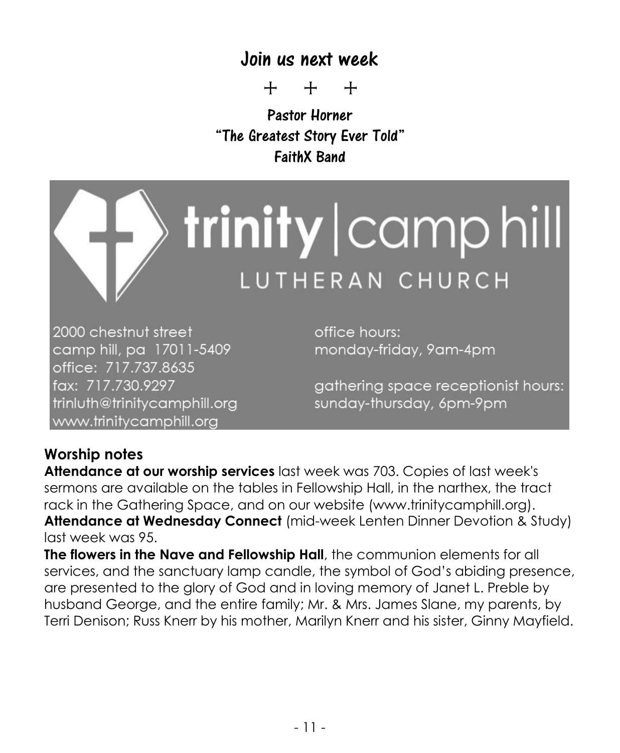## Join us next week

\+ + +

**Pastor Horner**
**"The Greatest Story Ever Told"**
**FaithX Band**

**trinity | camp hill**
LUTHERAN CHURCH

2000 chestnut street
camp hill, pa 17011-5409
office: 717.737.8635
fax: 717.730.9297
trinluth@trinitycamphill.org
www.trinitycamphill.org

office hours:
monday-friday, 9am-4pm

gathering space receptionist hours:
sunday-thursday, 6pm-9pm

### Worship notes

**Attendance at our worship services** last week was 703. Copies of last week's sermons are available on the tables in Fellowship Hall, in the narthex, the tract rack in the Gathering Space, and on our website (www.trinitycamphill.org).

**Attendance at Wednesday Connect** (mid-week Lenten Dinner Devotion & Study) last week was 95.

**The flowers in the Nave and Fellowship Hall**, the communion elements for all services, and the sanctuary lamp candle, the symbol of God's abiding presence, are presented to the glory of God and in loving memory of Janet L. Preble by husband George, and the entire family; Mr. & Mrs. James Slane, my parents, by Terri Denison; Russ Knerr by his mother, Marilyn Knerr and his sister, Ginny Mayfield.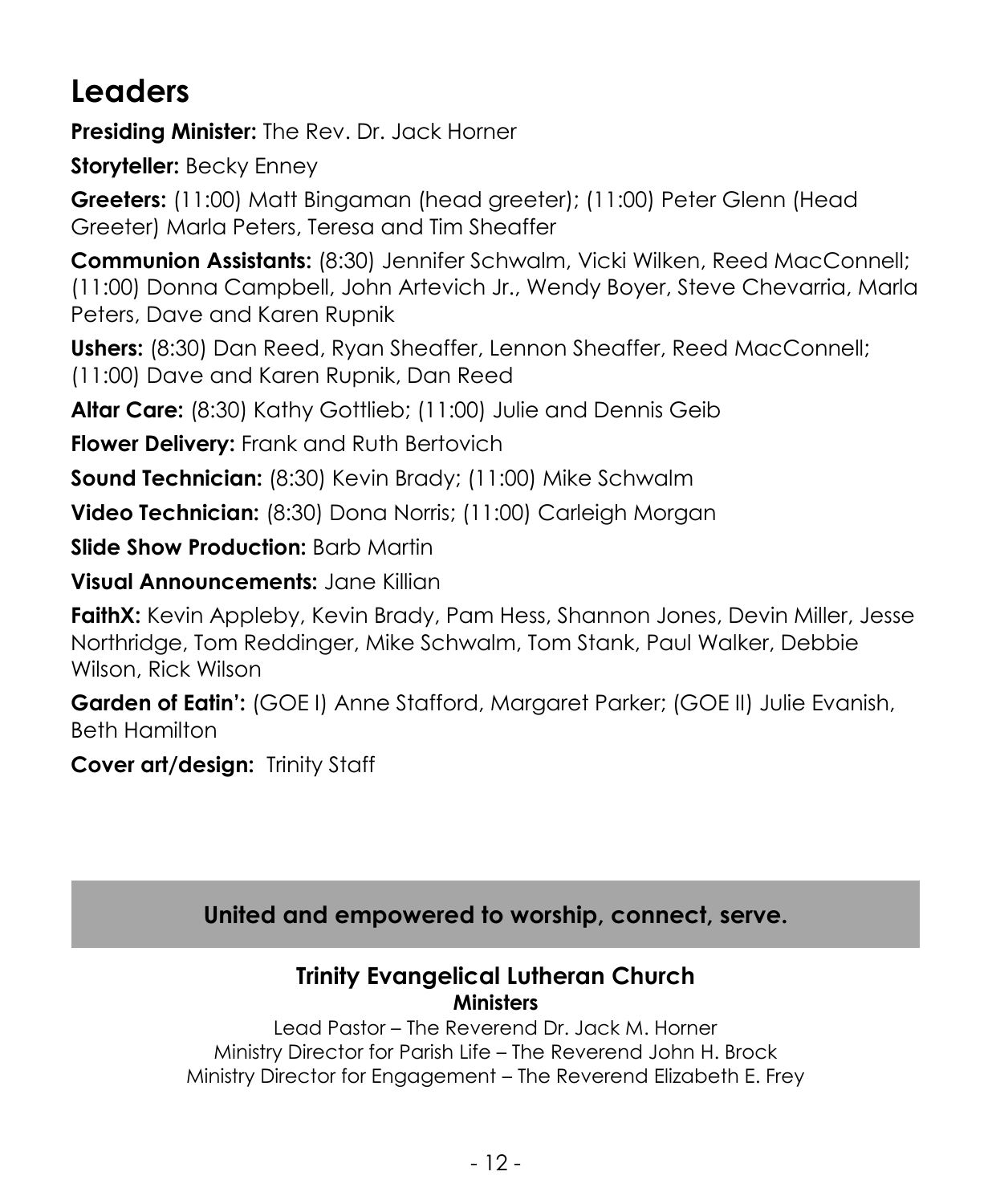# Leaders

**Presiding Minister:** The Rev. Dr. Jack Horner

**Storyteller:** Becky Enney

**Greeters:** (11:00) Matt Bingaman (head greeter); (11:00) Peter Glenn (Head Greeter) Marla Peters, Teresa and Tim Sheaffer

**Communion Assistants:** (8:30) Jennifer Schwalm, Vicki Wilken, Reed MacConnell; (11:00) Donna Campbell, John Artevich Jr., Wendy Boyer, Steve Chevarria, Marla Peters, Dave and Karen Rupnik

**Ushers:** (8:30) Dan Reed, Ryan Sheaffer, Lennon Sheaffer, Reed MacConnell; (11:00) Dave and Karen Rupnik, Dan Reed

**Altar Care:** (8:30) Kathy Gottlieb; (11:00) Julie and Dennis Geib

**Flower Delivery:** Frank and Ruth Bertovich

**Sound Technician:** (8:30) Kevin Brady; (11:00) Mike Schwalm

**Video Technician:** (8:30) Dona Norris; (11:00) Carleigh Morgan

**Slide Show Production:** Barb Martin

**Visual Announcements:** Jane Killian

**FaithX:** Kevin Appleby, Kevin Brady, Pam Hess, Shannon Jones, Devin Miller, Jesse Northridge, Tom Reddinger, Mike Schwalm, Tom Stank, Paul Walker, Debbie Wilson, Rick Wilson

**Garden of Eatin':** (GOE I) Anne Stafford, Margaret Parker; (GOE II) Julie Evanish, Beth Hamilton

**Cover art/design:** Trinity Staff

**United and empowered to worship, connect, serve.**

**Trinity Evangelical Lutheran Church**
**Ministers**

Lead Pastor – The Reverend Dr. Jack M. Horner
Ministry Director for Parish Life – The Reverend John H. Brock
Ministry Director for Engagement – The Reverend Elizabeth E. Frey